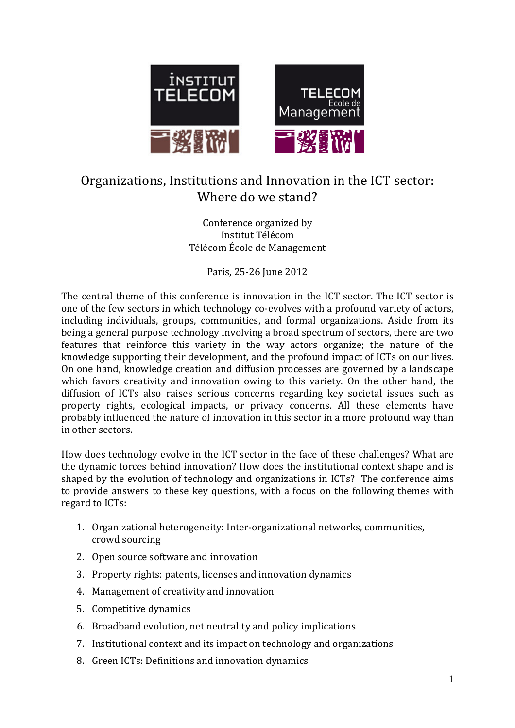# Organizations, Institutions and Innovation in the ICT sector: Where do we stand?

Conference organized by
Institut Télécom
Télécom École de Management

Paris, 25-26 June 2012

The central theme of this conference is innovation in the ICT sector. The ICT sector is one of the few sectors in which technology co-evolves with a profound variety of actors, including individuals, groups, communities, and formal organizations. Aside from its being a general purpose technology involving a broad spectrum of sectors, there are two features that reinforce this variety in the way actors organize; the nature of the knowledge supporting their development, and the profound impact of ICTs on our lives. On one hand, knowledge creation and diffusion processes are governed by a landscape which favors creativity and innovation owing to this variety. On the other hand, the diffusion of ICTs also raises serious concerns regarding key societal issues such as property rights, ecological impacts, or privacy concerns. All these elements have probably influenced the nature of innovation in this sector in a more profound way than in other sectors.

How does technology evolve in the ICT sector in the face of these challenges? What are the dynamic forces behind innovation? How does the institutional context shape and is shaped by the evolution of technology and organizations in ICTs? The conference aims to provide answers to these key questions, with a focus on the following themes with regard to ICTs:

1. Organizational heterogeneity: Inter-organizational networks, communities, crowd sourcing
2. Open source software and innovation
3. Property rights: patents, licenses and innovation dynamics
4. Management of creativity and innovation
5. Competitive dynamics
6. Broadband evolution, net neutrality and policy implications
7. Institutional context and its impact on technology and organizations
8. Green ICTs: Definitions and innovation dynamics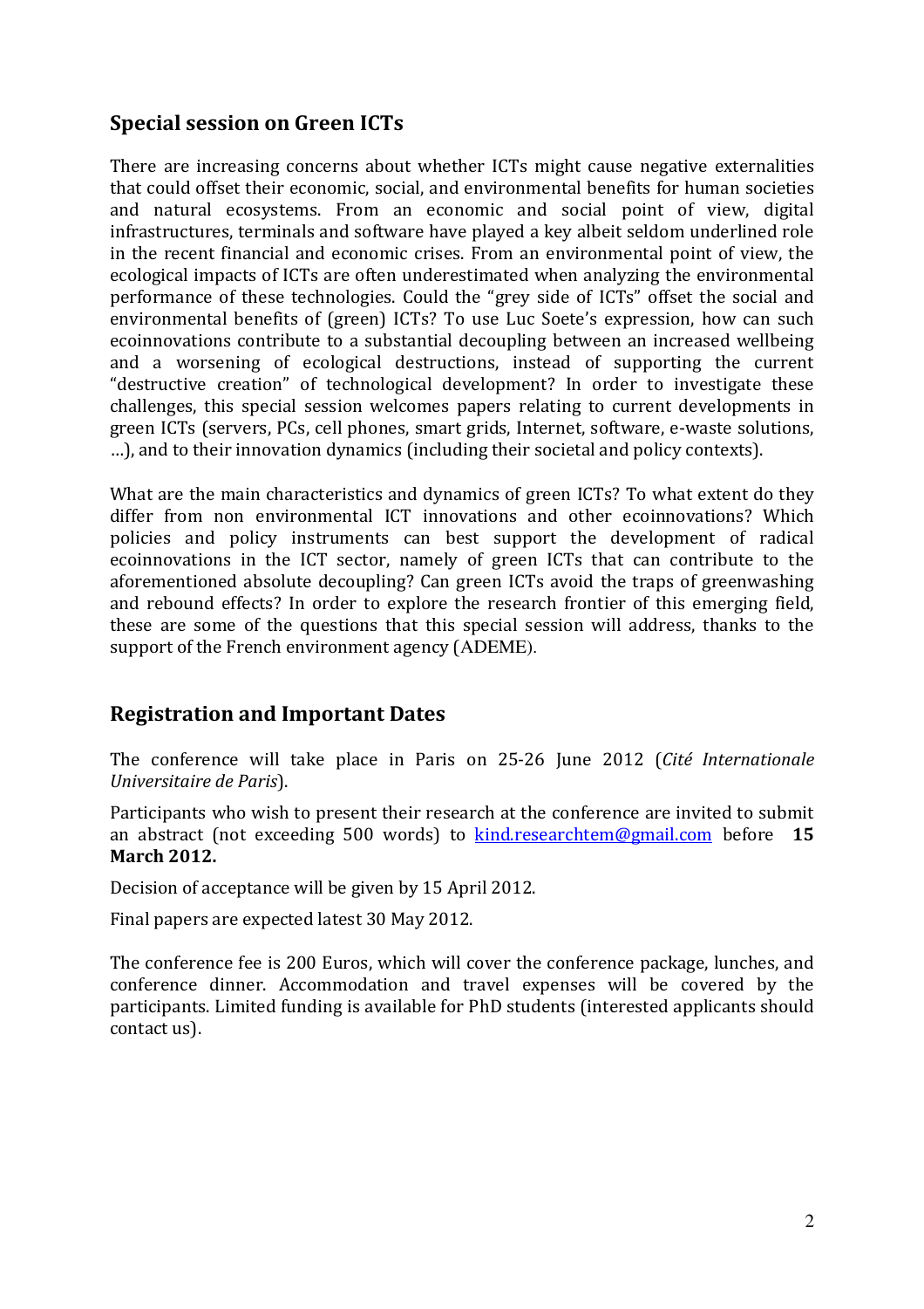## Special session on Green ICTs

There are increasing concerns about whether ICTs might cause negative externalities that could offset their economic, social, and environmental benefits for human societies and natural ecosystems. From an economic and social point of view, digital infrastructures, terminals and software have played a key albeit seldom underlined role in the recent financial and economic crises. From an environmental point of view, the ecological impacts of ICTs are often underestimated when analyzing the environmental performance of these technologies. Could the "grey side of ICTs" offset the social and environmental benefits of (green) ICTs? To use Luc Soete's expression, how can such ecoinnovations contribute to a substantial decoupling between an increased wellbeing and a worsening of ecological destructions, instead of supporting the current "destructive creation" of technological development? In order to investigate these challenges, this special session welcomes papers relating to current developments in green ICTs (servers, PCs, cell phones, smart grids, Internet, software, e-waste solutions, …), and to their innovation dynamics (including their societal and policy contexts).

What are the main characteristics and dynamics of green ICTs? To what extent do they differ from non environmental ICT innovations and other ecoinnovations? Which policies and policy instruments can best support the development of radical ecoinnovations in the ICT sector, namely of green ICTs that can contribute to the aforementioned absolute decoupling? Can green ICTs avoid the traps of greenwashing and rebound effects? In order to explore the research frontier of this emerging field, these are some of the questions that this special session will address, thanks to the support of the French environment agency (ADEME).

## Registration and Important Dates

The conference will take place in Paris on 25-26 June 2012 (*Cité Internationale Universitaire de Paris*).

Participants who wish to present their research at the conference are invited to submit an abstract (not exceeding 500 words) to kind.researchtem@gmail.com before **15 March 2012.**

Decision of acceptance will be given by 15 April 2012.

Final papers are expected latest 30 May 2012.

The conference fee is 200 Euros, which will cover the conference package, lunches, and conference dinner. Accommodation and travel expenses will be covered by the participants. Limited funding is available for PhD students (interested applicants should contact us).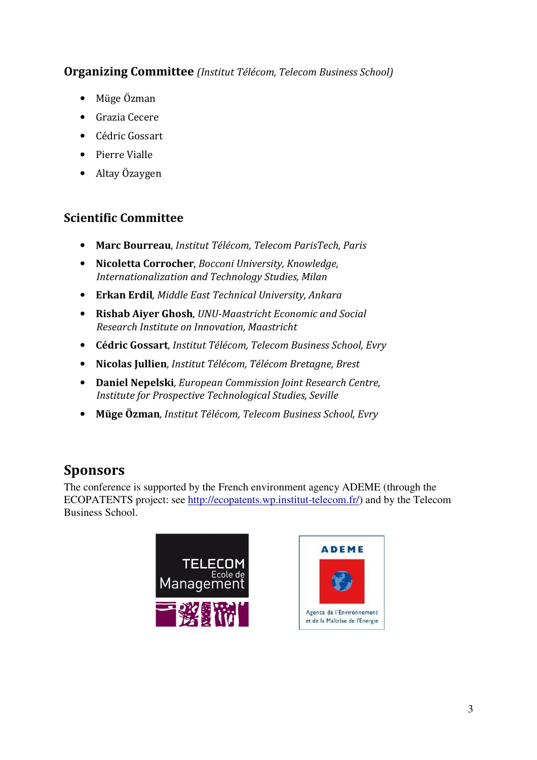## Organizing Committee *(Institut Télécom, Telecom Business School)*

- Müge Özman
- Grazia Cecere
- Cédric Gossart
- Pierre Vialle
- Altay Özaygen

## Scientific Committee

- **Marc Bourreau**, *Institut Télécom, Telecom ParisTech, Paris*
- **Nicoletta Corrocher**, *Bocconi University, Knowledge, Internationalization and Technology Studies, Milan*
- **Erkan Erdil**, *Middle East Technical University, Ankara*
- **Rishab Aiyer Ghosh**, *UNU-Maastricht Economic and Social Research Institute on Innovation, Maastricht*
- **Cédric Gossart**, *Institut Télécom, Telecom Business School, Evry*
- **Nicolas Jullien**, *Institut Télécom, Télécom Bretagne, Brest*
- **Daniel Nepelski**, *European Commission Joint Research Centre, Institute for Prospective Technological Studies, Seville*
- **Müge Özman**, *Institut Télécom, Telecom Business School, Evry*

# Sponsors

The conference is supported by the French environment agency ADEME (through the ECOPATENTS project: see http://ecopatents.wp.institut-telecom.fr/) and by the Telecom Business School.

TELECOM Ecole de Management

ADEME

Agence de l'Environnement et de la Maîtrise de l'Energie